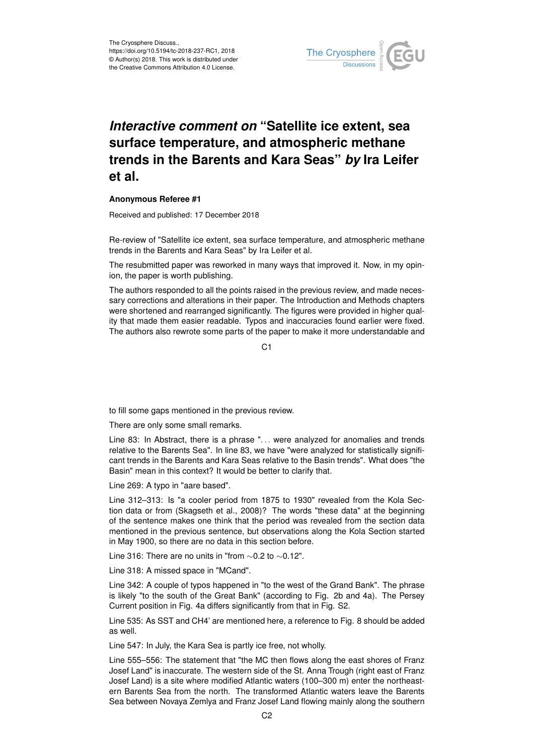# *Interactive comment on* "Satellite ice extent, sea surface temperature, and atmospheric methane trends in the Barents and Kara Seas" *by* Ira Leifer et al.

**Anonymous Referee #1**

Received and published: 17 December 2018

Re-review of "Satellite ice extent, sea surface temperature, and atmospheric methane trends in the Barents and Kara Seas" by Ira Leifer et al.

The resubmitted paper was reworked in many ways that improved it. Now, in my opinion, the paper is worth publishing.

The authors responded to all the points raised in the previous review, and made necessary corrections and alterations in their paper. The Introduction and Methods chapters were shortened and rearranged significantly. The figures were provided in higher quality that made them easier readable. Typos and inaccuracies found earlier were fixed. The authors also rewrote some parts of the paper to make it more understandable and to fill some gaps mentioned in the previous review.

There are only some small remarks.

Line 83: In Abstract, there is a phrase ". . . were analyzed for anomalies and trends relative to the Barents Sea". In line 83, we have "were analyzed for statistically significant trends in the Barents and Kara Seas relative to the Basin trends". What does "the Basin" mean in this context? It would be better to clarify that.

Line 269: A typo in "aare based".

Line 312–313: Is "a cooler period from 1875 to 1930" revealed from the Kola Section data or from (Skagseth et al., 2008)? The words "these data" at the beginning of the sentence makes one think that the period was revealed from the section data mentioned in the previous sentence, but observations along the Kola Section started in May 1900, so there are no data in this section before.

Line 316: There are no units in "from ~0.2 to ~0.12".

Line 318: A missed space in "MCand".

Line 342: A couple of typos happened in "to the west of the Grand Bank". The phrase is likely "to the south of the Great Bank" (according to Fig. 2b and 4a). The Persey Current position in Fig. 4a differs significantly from that in Fig. S2.

Line 535: As SST and CH4' are mentioned here, a reference to Fig. 8 should be added as well.

Line 547: In July, the Kara Sea is partly ice free, not wholly.

Line 555–556: The statement that "the MC then flows along the east shores of Franz Josef Land" is inaccurate. The western side of the St. Anna Trough (right east of Franz Josef Land) is a site where modified Atlantic waters (100–300 m) enter the northeastern Barents Sea from the north. The transformed Atlantic waters leave the Barents Sea between Novaya Zemlya and Franz Josef Land flowing mainly along the southern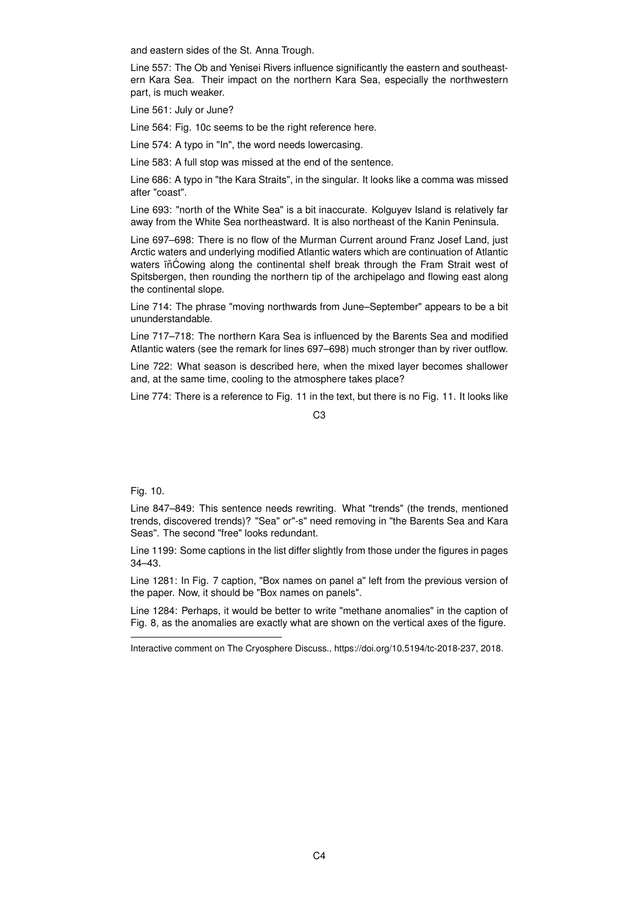and eastern sides of the St. Anna Trough.

Line 557: The Ob and Yenisei Rivers influence significantly the eastern and southeastern Kara Sea. Their impact on the northern Kara Sea, especially the northwestern part, is much weaker.

Line 561: July or June?

Line 564: Fig. 10c seems to be the right reference here.

Line 574: A typo in "In", the word needs lowercasing.

Line 583: A full stop was missed at the end of the sentence.

Line 686: A typo in "the Kara Straits", in the singular. It looks like a comma was missed after "coast".

Line 693: "north of the White Sea" is a bit inaccurate. Kolguyev Island is relatively far away from the White Sea northeastward. It is also northeast of the Kanin Peninsula.

Line 697–698: There is no flow of the Murman Current around Franz Josef Land, just Arctic waters and underlying modified Atlantic waters which are continuation of Atlantic waters ïňĆowing along the continental shelf break through the Fram Strait west of Spitsbergen, then rounding the northern tip of the archipelago and flowing east along the continental slope.

Line 714: The phrase "moving northwards from June–September" appears to be a bit ununderstandable.

Line 717–718: The northern Kara Sea is influenced by the Barents Sea and modified Atlantic waters (see the remark for lines 697–698) much stronger than by river outflow.

Line 722: What season is described here, when the mixed layer becomes shallower and, at the same time, cooling to the atmosphere takes place?

Line 774: There is a reference to Fig. 11 in the text, but there is no Fig. 11. It looks like Fig. 10.

Line 847–849: This sentence needs rewriting. What "trends" (the trends, mentioned trends, discovered trends)? "Sea" or"-s" need removing in "the Barents Sea and Kara Seas". The second "free" looks redundant.

Line 1199: Some captions in the list differ slightly from those under the figures in pages 34–43.

Line 1281: In Fig. 7 caption, "Box names on panel a" left from the previous version of the paper. Now, it should be "Box names on panels".

Line 1284: Perhaps, it would be better to write "methane anomalies" in the caption of Fig. 8, as the anomalies are exactly what are shown on the vertical axes of the figure.

---

Interactive comment on The Cryosphere Discuss., https://doi.org/10.5194/tc-2018-237, 2018.